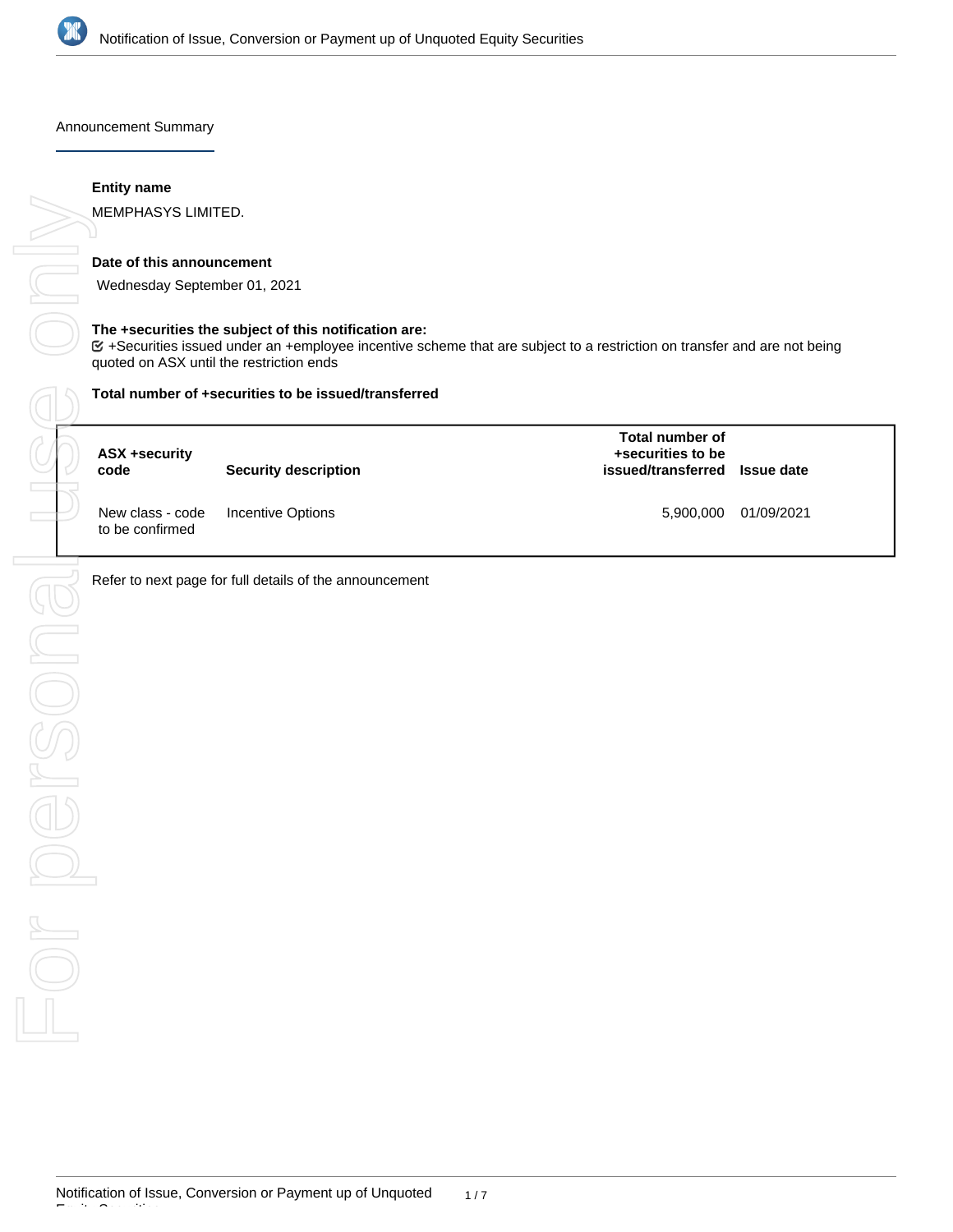# Announcement Summary

**Entity name**

MEMPHASYS LIMITED.

**Date of this announcement**

Wednesday September 01, 2021

**The +securities the subject of this notification are:**

☑ +Securities issued under an +employee incentive scheme that are subject to a restriction on transfer and are not being quoted on ASX until the restriction ends

**Total number of +securities to be issued/transferred**

| ASX +security code | Security description | Total number of +securities to be issued/transferred | Issue date |
|---|---|---|---|
| New class - code to be confirmed | Incentive Options | 5,900,000 | 01/09/2021 |

Refer to next page for full details of the announcement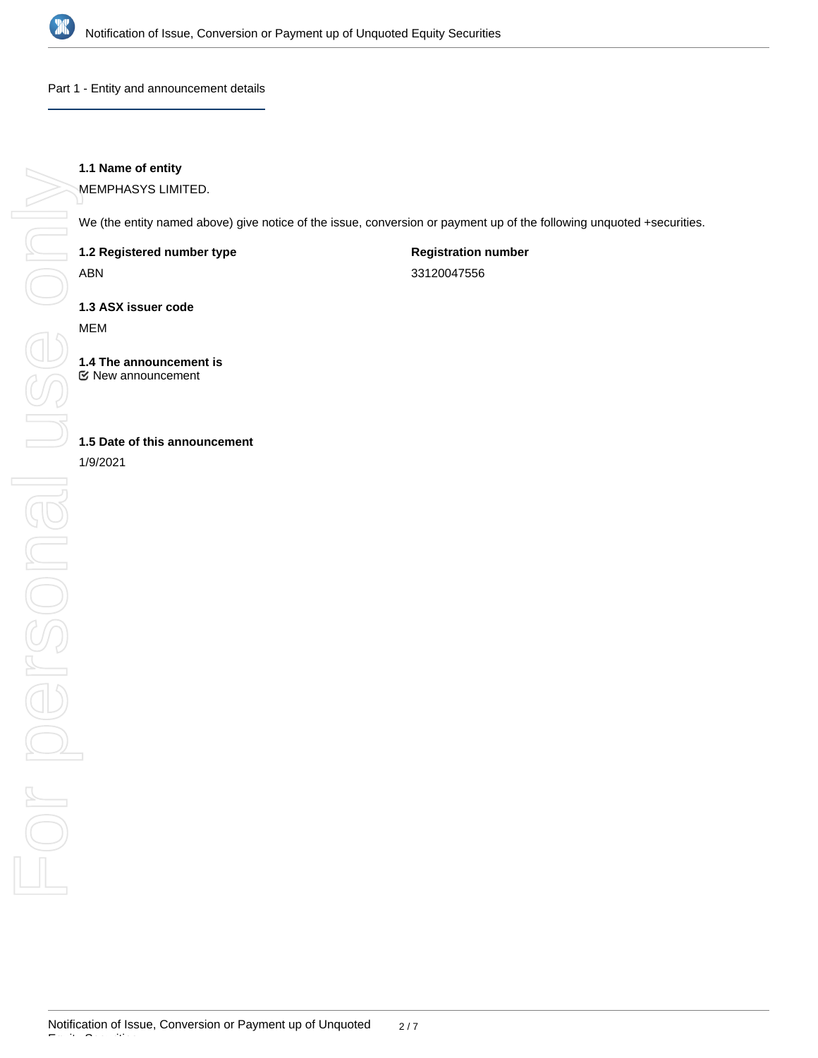## Part 1 - Entity and announcement details

**1.1 Name of entity**

MEMPHASYS LIMITED.

We (the entity named above) give notice of the issue, conversion or payment up of the following unquoted +securities.

**1.2 Registered number type**

ABN

**Registration number**

33120047556

**1.3 ASX issuer code**

MEM

**1.4 The announcement is**

☑ New announcement

**1.5 Date of this announcement**

1/9/2021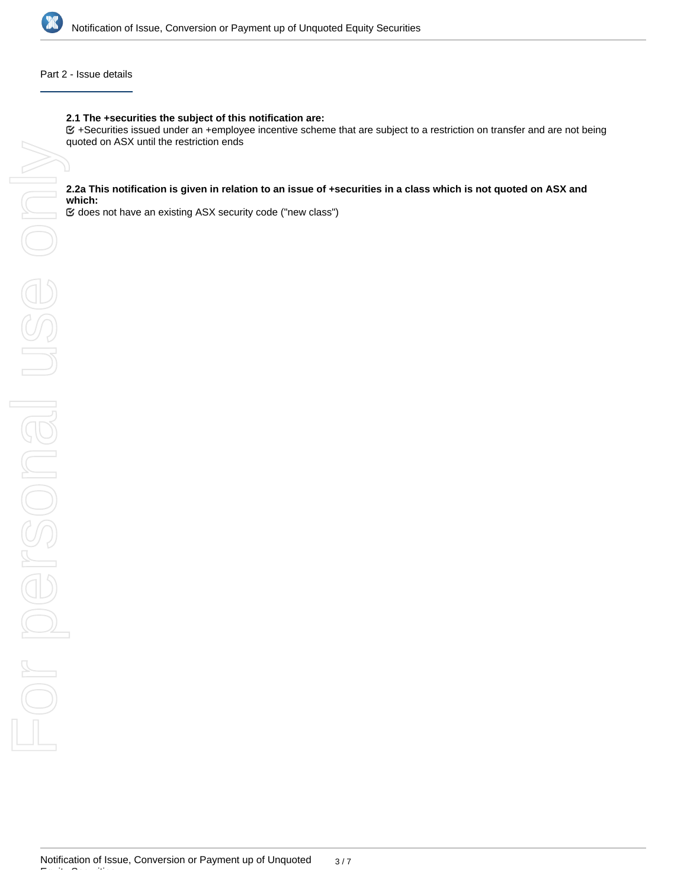## Part 2 - Issue details

**2.1 The +securities the subject of this notification are:**

☑ +Securities issued under an +employee incentive scheme that are subject to a restriction on transfer and are not being quoted on ASX until the restriction ends

**2.2a This notification is given in relation to an issue of +securities in a class which is not quoted on ASX and which:**

☑ does not have an existing ASX security code ("new class")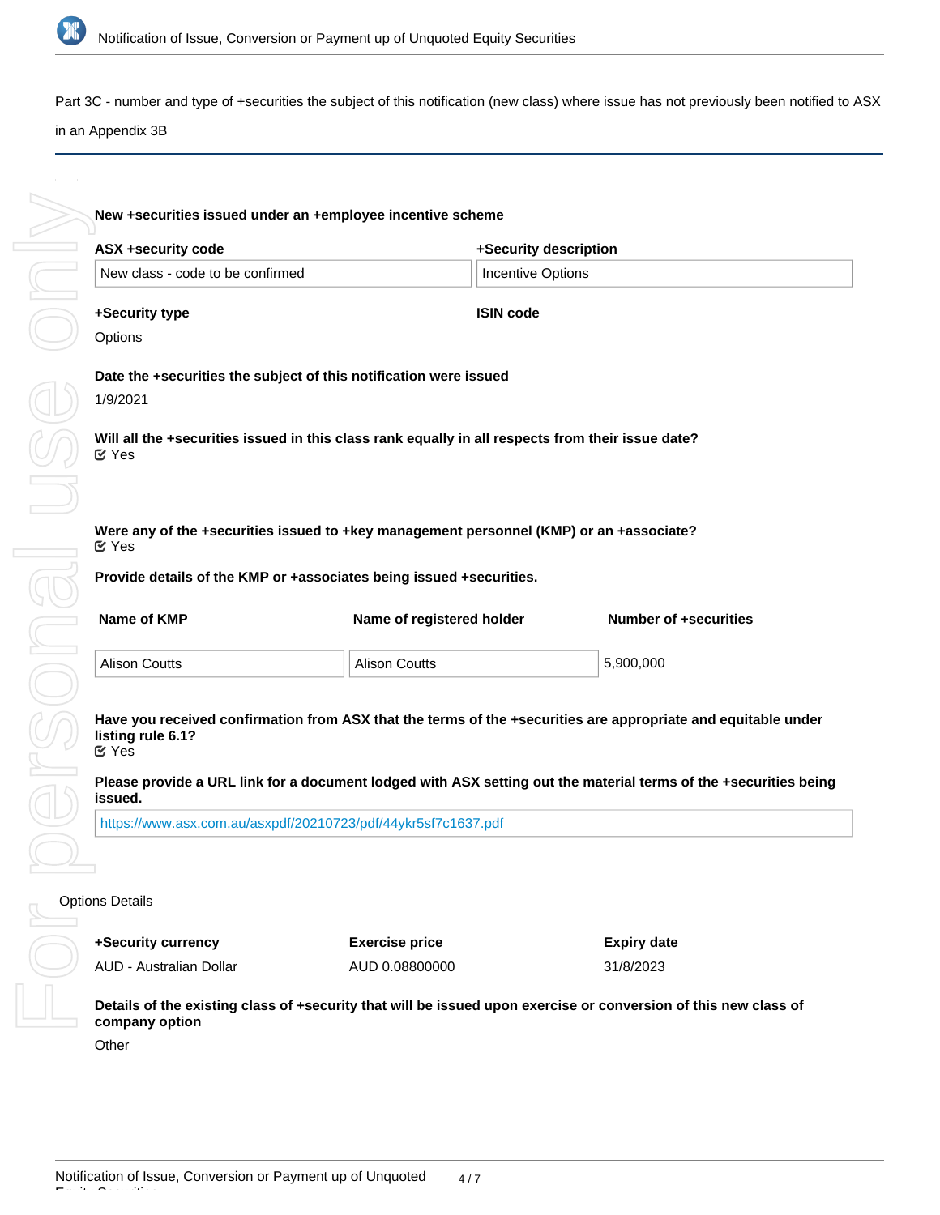Part 3C - number and type of +securities the subject of this notification (new class) where issue has not previously been notified to ASX in an Appendix 3B

**New +securities issued under an +employee incentive scheme**

| ASX +security code | +Security description |
|---|---|
| New class - code to be confirmed | Incentive Options |

**+Security type**

Options

**ISIN code**

**Date the +securities the subject of this notification were issued**

1/9/2021

**Will all the +securities issued in this class rank equally in all respects from their issue date?**

Yes

**Were any of the +securities issued to +key management personnel (KMP) or an +associate?**

Yes

**Provide details of the KMP or +associates being issued +securities.**

| Name of KMP | Name of registered holder | Number of +securities |
|---|---|---|
| Alison Coutts | Alison Coutts | 5,900,000 |

**Have you received confirmation from ASX that the terms of the +securities are appropriate and equitable under listing rule 6.1?**

Yes

**Please provide a URL link for a document lodged with ASX setting out the material terms of the +securities being issued.**

https://www.asx.com.au/asxpdf/20210723/pdf/44ykr5sf7c1637.pdf

Options Details

| +Security currency | Exercise price | Expiry date |
|---|---|---|
| AUD - Australian Dollar | AUD 0.08800000 | 31/8/2023 |

**Details of the existing class of +security that will be issued upon exercise or conversion of this new class of company option**

Other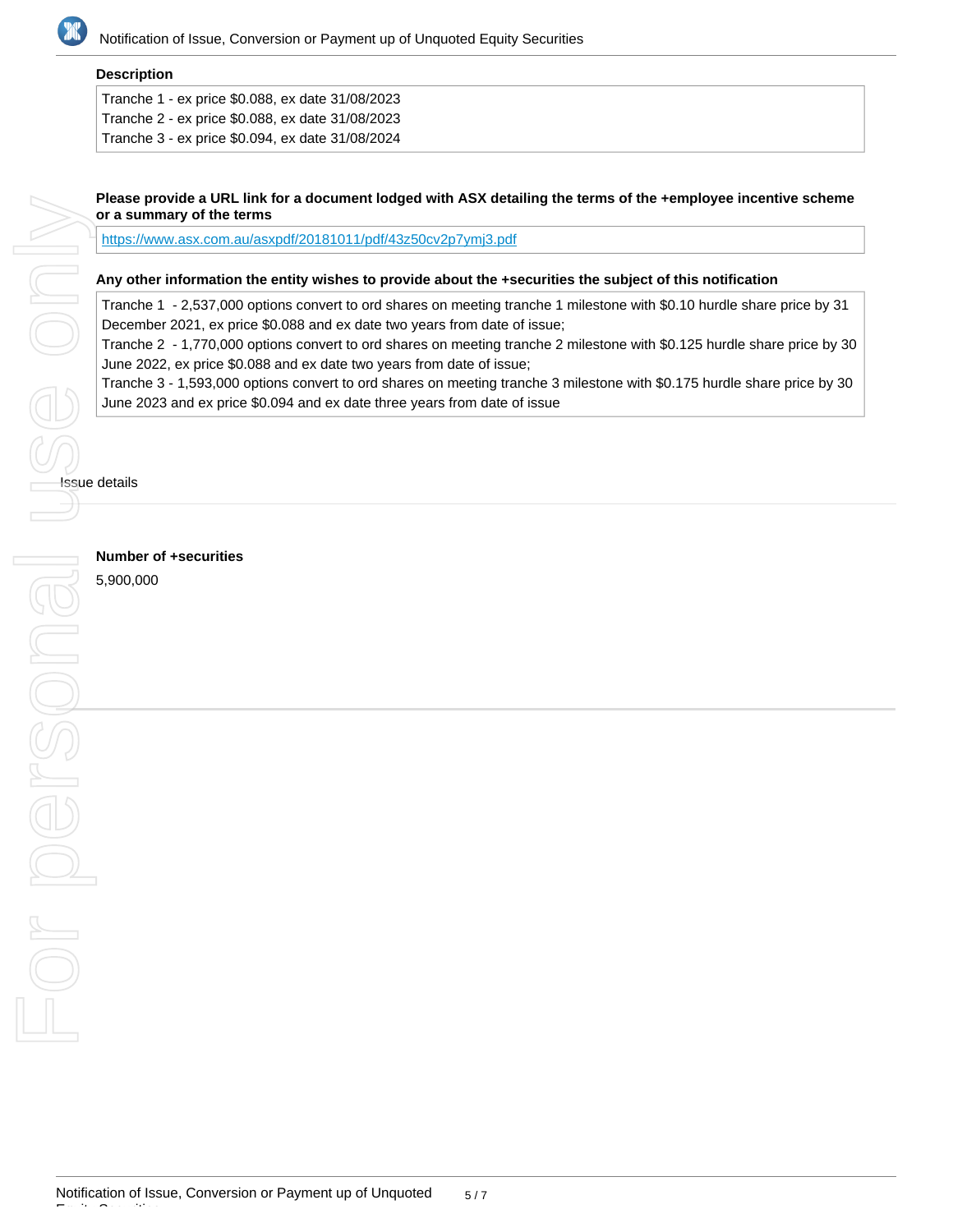**Description**

Tranche 1 - ex price $0.088, ex date 31/08/2023
Tranche 2 - ex price $0.088, ex date 31/08/2023
Tranche 3 - ex price $0.094, ex date 31/08/2024

**Please provide a URL link for a document lodged with ASX detailing the terms of the +employee incentive scheme or a summary of the terms**

https://www.asx.com.au/asxpdf/20181011/pdf/43z50cv2p7ymj3.pdf

**Any other information the entity wishes to provide about the +securities the subject of this notification**

Tranche 1 - 2,537,000 options convert to ord shares on meeting tranche 1 milestone with $0.10 hurdle share price by 31 December 2021, ex price $0.088 and ex date two years from date of issue;
Tranche 2 - 1,770,000 options convert to ord shares on meeting tranche 2 milestone with $0.125 hurdle share price by 30 June 2022, ex price $0.088 and ex date two years from date of issue;
Tranche 3 - 1,593,000 options convert to ord shares on meeting tranche 3 milestone with $0.175 hurdle share price by 30 June 2023 and ex price $0.094 and ex date three years from date of issue

Issue details

**Number of +securities**

5,900,000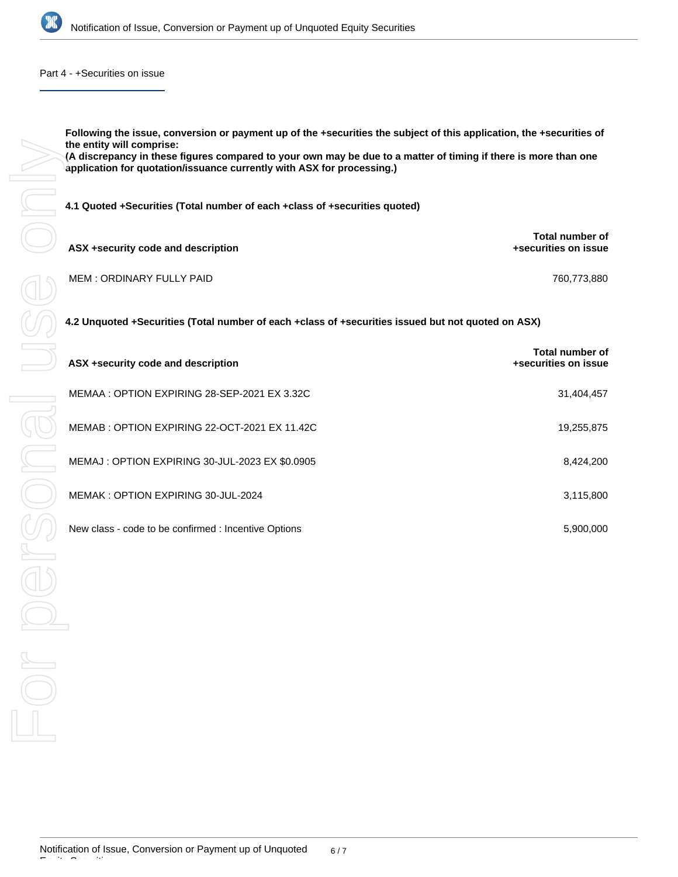## Part 4 - +Securities on issue

**Following the issue, conversion or payment up of the +securities the subject of this application, the +securities of the entity will comprise:**
**(A discrepancy in these figures compared to your own may be due to a matter of timing if there is more than one application for quotation/issuance currently with ASX for processing.)**

### 4.1 Quoted +Securities (Total number of each +class of +securities quoted)

| ASX +security code and description | Total number of +securities on issue |
| --- | --- |
| MEM : ORDINARY FULLY PAID | 760,773,880 |

### 4.2 Unquoted +Securities (Total number of each +class of +securities issued but not quoted on ASX)

| ASX +security code and description | Total number of +securities on issue |
| --- | --- |
| MEMAA : OPTION EXPIRING 28-SEP-2021 EX 3.32C | 31,404,457 |
| MEMAB : OPTION EXPIRING 22-OCT-2021 EX 11.42C | 19,255,875 |
| MEMAJ : OPTION EXPIRING 30-JUL-2023 EX $0.0905 | 8,424,200 |
| MEMAK : OPTION EXPIRING 30-JUL-2024 | 3,115,800 |
| New class - code to be confirmed : Incentive Options | 5,900,000 |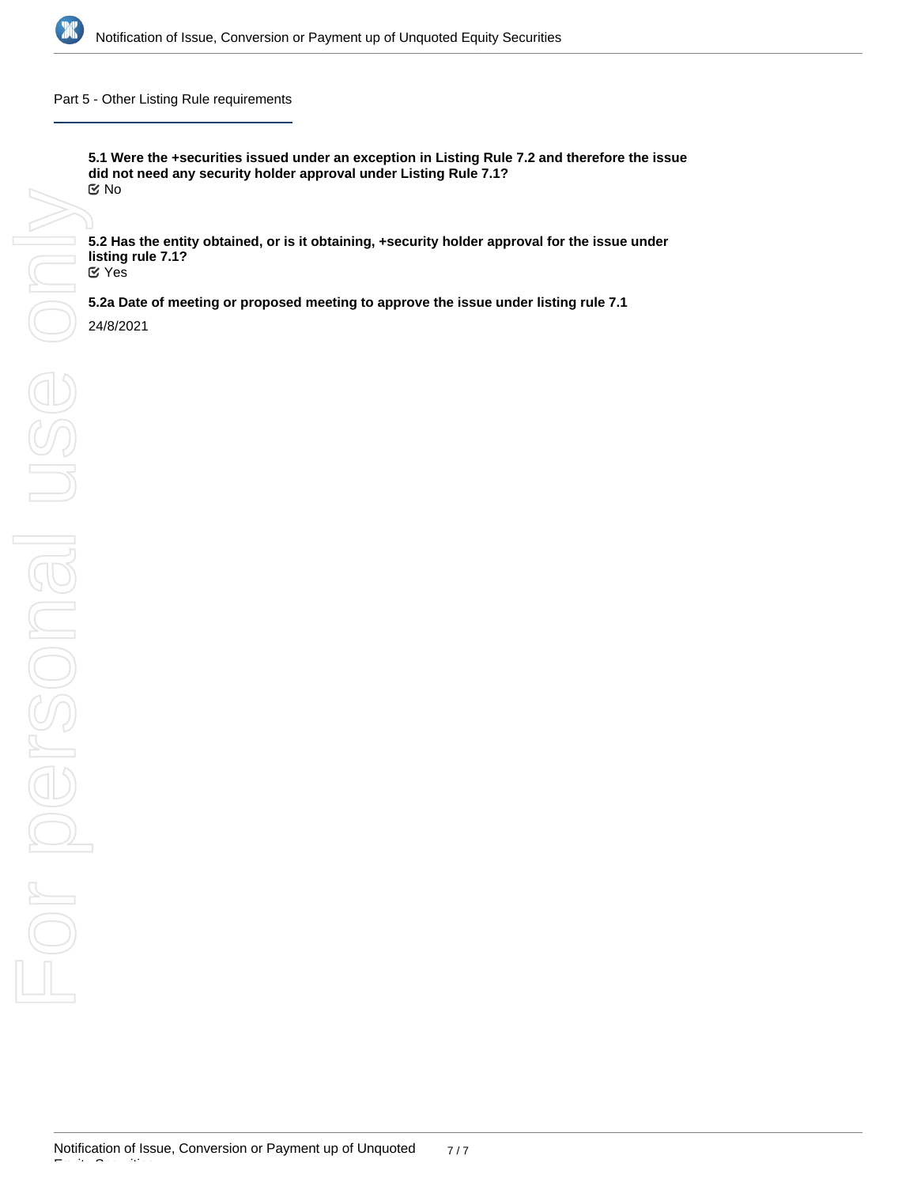## Part 5 - Other Listing Rule requirements

**5.1 Were the +securities issued under an exception in Listing Rule 7.2 and therefore the issue did not need any security holder approval under Listing Rule 7.1?**

☑ No

**5.2 Has the entity obtained, or is it obtaining, +security holder approval for the issue under listing rule 7.1?**

☑ Yes

**5.2a Date of meeting or proposed meeting to approve the issue under listing rule 7.1**

24/8/2021